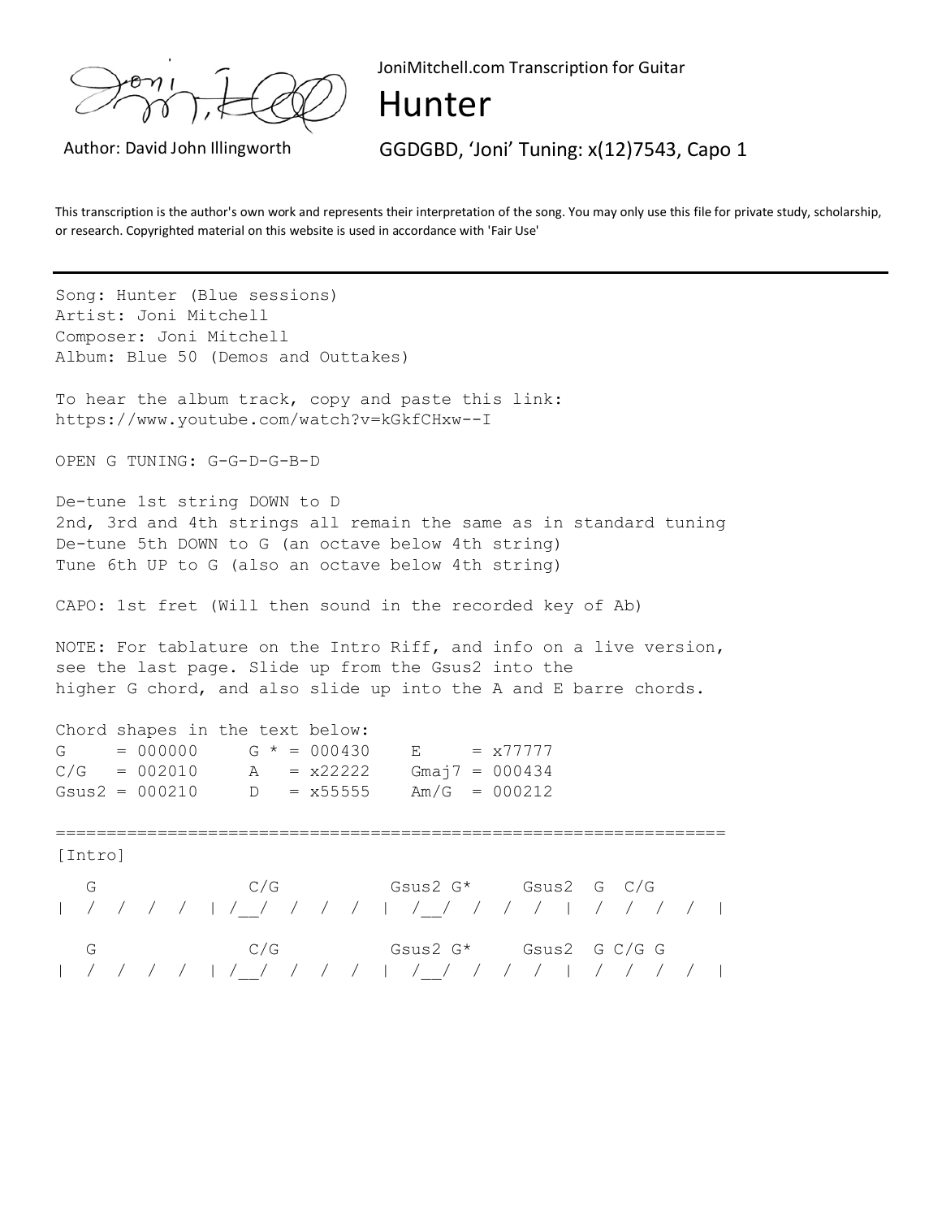JoniMitchell.com Transcription for Guitar

# Hunter

Author: David John Illingworth

GGDGBD, 'Joni' Tuning: x(12)7543, Capo 1

This transcription is the author's own work and represents their interpretation of the song. You may only use this file for private study, scholarship, or research. Copyrighted material on this website is used in accordance with 'Fair Use'

---

```
Song: Hunter (Blue sessions)
Artist: Joni Mitchell
Composer: Joni Mitchell
Album: Blue 50 (Demos and Outtakes)

To hear the album track, copy and paste this link:
https://www.youtube.com/watch?v=kGkfCHxw--I

OPEN G TUNING: G-G-D-G-B-D

De-tune 1st string DOWN to D
2nd, 3rd and 4th strings all remain the same as in standard tuning
De-tune 5th DOWN to G (an octave below 4th string)
Tune 6th UP to G (also an octave below 4th string)

CAPO: 1st fret (Will then sound in the recorded key of Ab)

NOTE: For tablature on the Intro Riff, and info on a live version,
see the last page. Slide up from the Gsus2 into the
higher G chord, and also slide up into the A and E barre chords.

Chord shapes in the text below:
G     = 000000     G * = 000430    E     = x77777
C/G   = 002010     A   = x22222    Gmaj7 = 000434
Gsus2 = 000210     D   = x55555    Am/G  = 000212

==================================================================
[Intro]

   G              C/G           Gsus2 G*     Gsus2  G  C/G
|  /  /  /  /  | /__/  /  /  /  |  /__/  /  /  /  |  /  /  /  /  |

   G              C/G           Gsus2 G*     Gsus2  G C/G G
|  /  /  /  /  | /__/  /  /  /  |  /__/  /  /  /  |  /  /  /  /  |
```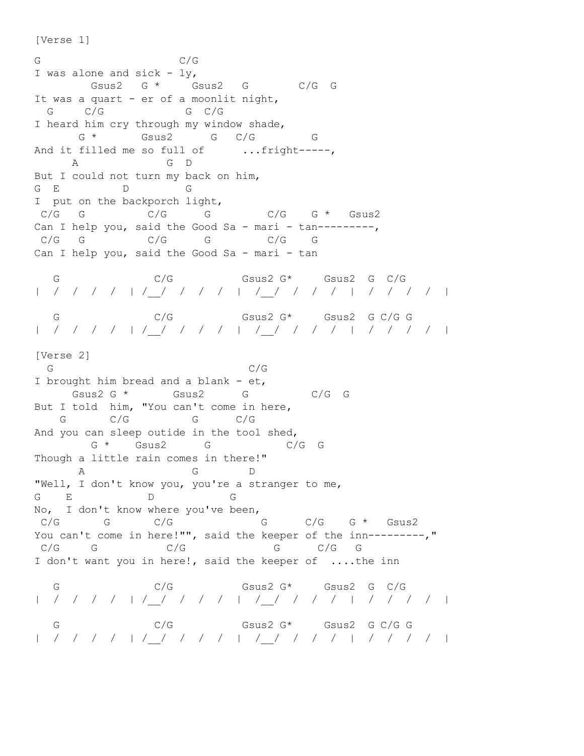```
[Verse 1]

G                    C/G
I was alone and sick - ly,
        Gsus2   G *     Gsus2   G        C/G  G
It was a quart - er of a moonlit night,
  G     C/G             G  C/G
I heard him cry through my window shade,
       G *       Gsus2      G   C/G         G
And it filled me so full of      ...fright-----,
      A              G  D
But I could not turn my back on him,
G  E          D         G
I  put on the backporch light,
 C/G   G          C/G      G         C/G    G *   Gsus2
Can I help you, said the Good Sa - mari - tan---------,
 C/G   G          C/G      G         C/G    G
Can I help you, said the Good Sa - mari - tan

   G              C/G           Gsus2 G*     Gsus2  G  C/G
|  /  /  /  /  | /__/  /  /  /  |  /__/  /  /  /  |  /  /  /  /  |

   G              C/G           Gsus2 G*     Gsus2  G C/G G
|  /  /  /  /  | /__/  /  /  /  |  /__/  /  /  /  |  /  /  /  /  |

[Verse 2]
  G                             C/G
I brought him bread and a blank - et,
      Gsus2 G *       Gsus2      G          C/G  G
But I told  him, "You can't come in here,
    G       C/G          G      C/G
And you can sleep outide in the tool shed,
        G *    Gsus2      G           C/G  G
Though a little rain comes in there!"
       A                 G        D
"Well, I don't know you, you're a stranger to me,
G    E            D           G
No,  I don't know where you've been,
 C/G       G       C/G             G      C/G    G *   Gsus2
You can't come in here!"", said the keeper of the inn---------,"
 C/G     G           C/G              G      C/G   G
I don't want you in here!, said the keeper of  ....the inn

   G              C/G           Gsus2 G*     Gsus2  G  C/G
|  /  /  /  /  | /__/  /  /  /  |  /__/  /  /  /  |  /  /  /  /  |

   G              C/G           Gsus2 G*     Gsus2  G C/G G
|  /  /  /  /  | /__/  /  /  /  |  /__/  /  /  /  |  /  /  /  /  |
```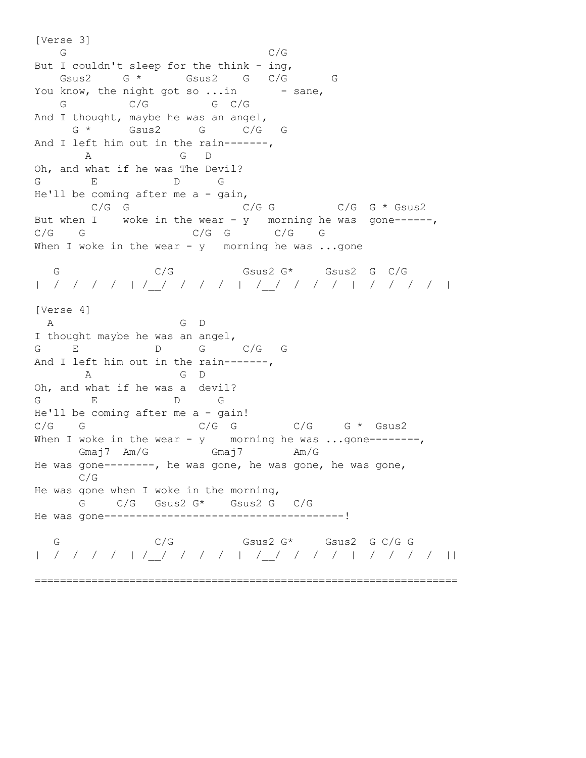```
[Verse 3]
   G                                C/G
But I couldn't sleep for the think - ing,
   Gsus2     G *       Gsus2    G   C/G       G
You know, the night got so ...in       - sane,
   G          C/G          G  C/G
And I thought, maybe he was an angel,
     G *      Gsus2      G      C/G   G
And I left him out in the rain-------,
       A             G   D
Oh, and what if he was The Devil?
G        E           D      G
He'll be coming after me a - gain,
         C/G  G                  C/G G          C/G  G * Gsus2
But when I    woke in the wear - y   morning he was  gone------,
C/G    G                 C/G  G       C/G    G
When I woke in the wear - y   morning he was ...gone

   G              C/G           Gsus2 G*     Gsus2  G  C/G
|  /  /  /  /  | /__/  /  /  /  |  /__/  /  /  /  |  /  /  /  /  |

[Verse 4]
  A                    G  D
I thought maybe he was an angel,
G     E           D      G      C/G   G
And I left him out in the rain-------,
       A             G  D
Oh, and what if he was a  devil?
G        E           D      G
He'll be coming after me a - gain!
C/G    G                C/G  G         C/G     G *  Gsus2
When I woke in the wear - y    morning he was ...gone--------,
       Gmaj7  Am/G          Gmaj7        Am/G
He was gone--------, he was gone, he was gone, he was gone,
       C/G
He was gone when I woke in the morning,
       G     C/G   Gsus2 G*    Gsus2 G   C/G
He was gone--------------------------------------!

   G              C/G           Gsus2 G*     Gsus2  G C/G G
|  /  /  /  /  | /__/  /  /  /  |  /__/  /  /  /  |  /  /  /  /  ||

==================================================================
```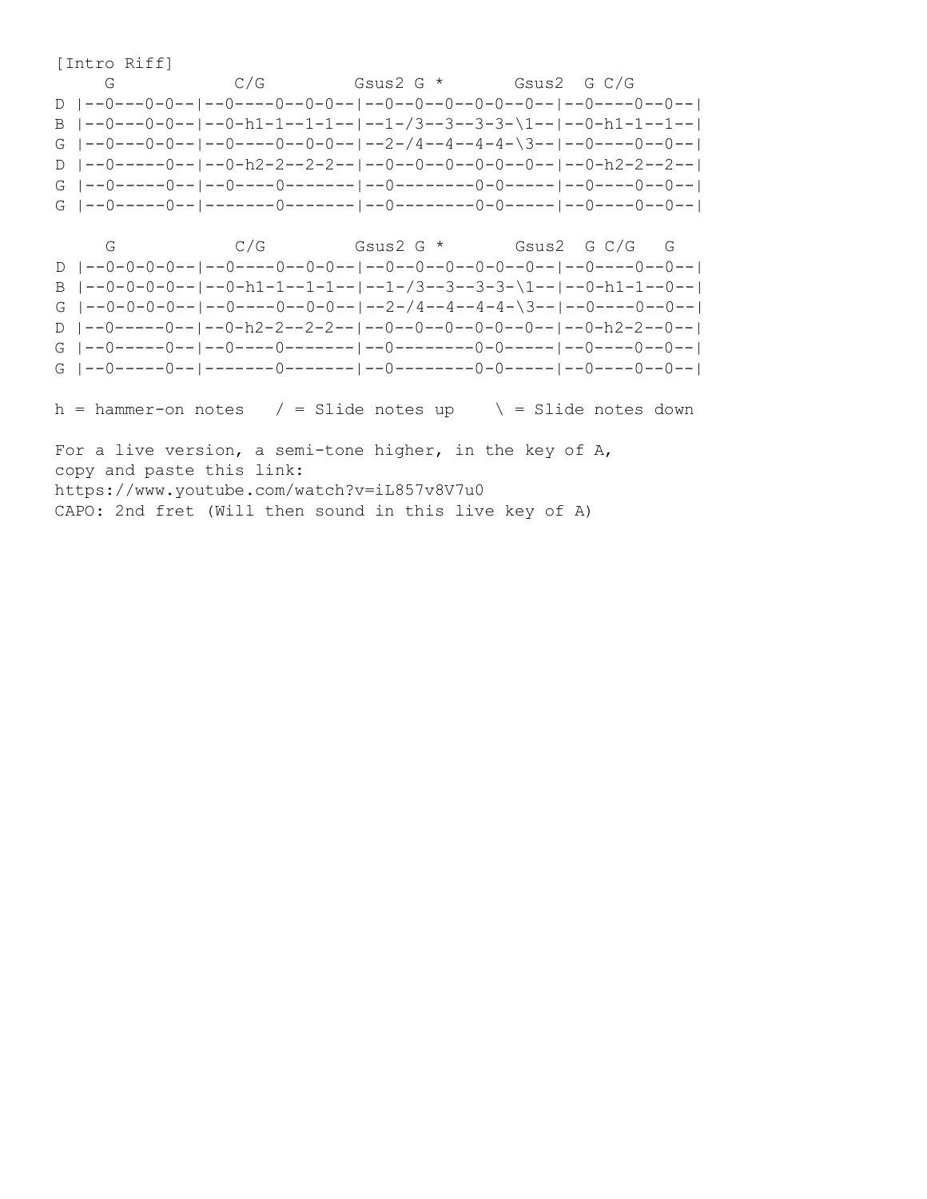[Intro Riff]

```
     G           C/G         Gsus2 G *       Gsus2  G C/G
D |--0---0-0--|--0----0--0-0--|--0--0--0--0-0--0--|--0----0--0--|
B |--0---0-0--|--0-h1-1--1-1--|--1-/3--3--3-3-\1--|--0-h1-1--1--|
G |--0---0-0--|--0----0--0-0--|--2-/4--4--4-4-\3--|--0----0--0--|
D |--0-----0--|--0-h2-2--2-2--|--0--0--0--0-0--0--|--0-h2-2--2--|
G |--0-----0--|--0----0-------|--0--------0-0-----|--0----0--0--|
G |--0-----0--|-------0-------|--0--------0-0-----|--0----0--0--|

     G           C/G         Gsus2 G *       Gsus2  G C/G   G
D |--0-0-0-0--|--0----0--0-0--|--0--0--0--0-0--0--|--0----0--0--|
B |--0-0-0-0--|--0-h1-1--1-1--|--1-/3--3--3-3-\1--|--0-h1-1--0--|
G |--0-0-0-0--|--0----0--0-0--|--2-/4--4--4-4-\3--|--0----0--0--|
D |--0-----0--|--0-h2-2--2-2--|--0--0--0--0-0--0--|--0-h2-2--0--|
G |--0-----0--|--0----0-------|--0--------0-0-----|--0----0--0--|
G |--0-----0--|-------0-------|--0--------0-0-----|--0----0--0--|
```

h = hammer-on notes   / = Slide notes up    \ = Slide notes down

For a live version, a semi-tone higher, in the key of A,
copy and paste this link:
https://www.youtube.com/watch?v=iL857v8V7u0
CAPO: 2nd fret (Will then sound in this live key of A)